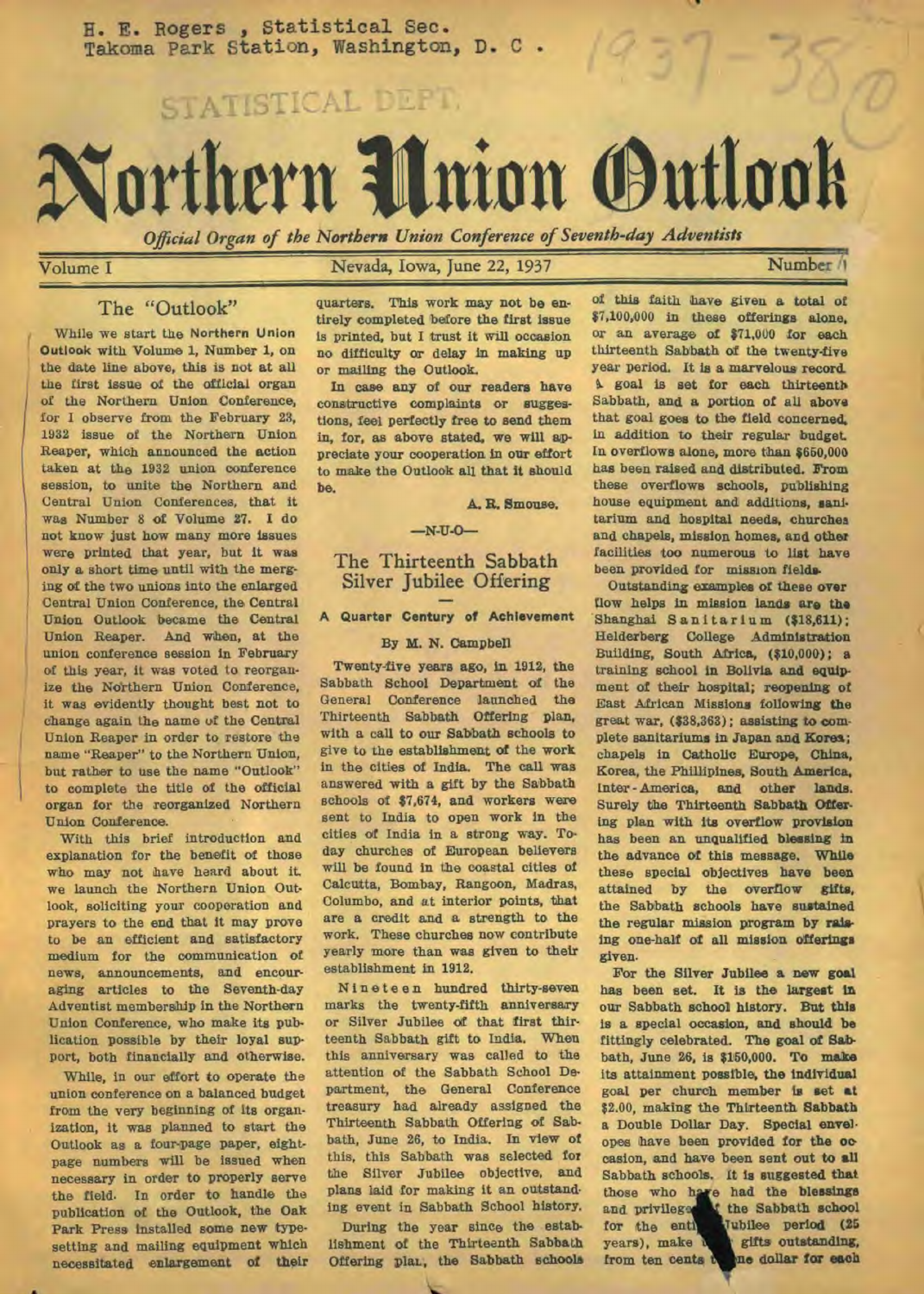H. E. Rogers, Statistical Sec.
Takoma Park Station, Washington, D. C.

STATISTICAL DEPT.

# Northern Union Outlook

*Official Organ of the Northern Union Conference of Seventh-day Adventists*

Volume I — Nevada, Iowa, June 22, 1937 — Number 1

## The "Outlook"

While we start the Northern Union Outlook with Volume 1, Number 1, on the date line above, this is not at all the first issue of the official organ of the Northern Union Conference, for I observe from the February 23, 1932 issue of the Northern Union Reaper, which announced the action taken at the 1932 union conference session, to unite the Northern and Central Union Conferences, that it was Number 8 of Volume 27. I do not know just how many more issues were printed that year, but it was only a short time until with the merging of the two unions into the enlarged Central Union Conference, the Central Union Outlook became the Central Union Reaper. And when, at the union conference session in February of this year, it was voted to reorganize the Northern Union Conference, it was evidently thought best not to change again the name of the Central Union Reaper in order to restore the name "Reaper" to the Northern Union, but rather to use the name "Outlook" to complete the title of the official organ for the reorganized Northern Union Conference.

With this brief introduction and explanation for the benefit of those who may not have heard about it, we launch the Northern Union Outlook, soliciting your cooperation and prayers to the end that it may prove to be an efficient and satisfactory medium for the communication of news, announcements, and encouraging articles to the Seventh-day Adventist membership in the Northern Union Conference, who make its publication possible by their loyal support, both financially and otherwise.

While, in our effort to operate the union conference on a balanced budget from the very beginning of its organization, it was planned to start the Outlook as a four-page paper, eight-page numbers will be issued when necessary in order to properly serve the field. In order to handle the publication of the Outlook, the Oak Park Press installed some new typesetting and mailing equipment which necessitated enlargement of their quarters. This work may not be entirely completed before the first issue is printed, but I trust it will occasion no difficulty or delay in making up or mailing the Outlook.

In case any of our readers have constructive complaints or suggestions, feel perfectly free to send them in, for, as above stated, we will appreciate your cooperation in our effort to make the Outlook all that it should be.

A. R. Smouse.

—N-U-O—

## The Thirteenth Sabbath Silver Jubilee Offering

### A Quarter Century of Achievement

By M. N. Campbell

Twenty-five years ago, in 1912, the Sabbath School Department of the General Conference launched the Thirteenth Sabbath Offering plan, with a call to our Sabbath schools to give to the establishment of the work in the cities of India. The call was answered with a gift by the Sabbath schools of $7,674, and workers were sent to India to open work in the cities of India in a strong way. Today churches of European believers will be found in the coastal cities of Calcutta, Bombay, Rangoon, Madras, Columbo, and at interior points, that are a credit and a strength to the work. These churches now contribute yearly more than was given to their establishment in 1912.

Nineteen hundred thirty-seven marks the twenty-fifth anniversary or Silver Jubilee of that first thirteenth Sabbath gift to India. When this anniversary was called to the attention of the Sabbath School Department, the General Conference treasury had already assigned the Thirteenth Sabbath Offering of Sabbath, June 26, to India. In view of this, this Sabbath was selected for the Silver Jubilee objective, and plans laid for making it an outstanding event in Sabbath School history.

During the year since the establishment of the Thirteenth Sabbath Offering plan, the Sabbath schools of this faith have given a total of $7,100,000 in these offerings alone, or an average of $71,000 for each thirteenth Sabbath of the twenty-five year period. It is a marvelous record. A goal is set for each thirteenth Sabbath, and a portion of all above that goal goes to the field concerned, in addition to their regular budget. In overflows alone, more than $650,000 has been raised and distributed. From these overflows schools, publishing house equipment and additions, sanitarium and hospital needs, churches and chapels, mission homes, and other facilities too numerous to list have been provided for mission fields.

Outstanding examples of these over flow helps in mission lands are the Shanghai Sanitarium ($18,611); Helderberg College Administration Building, South Africa, ($10,000); a training school in Bolivia and equipment of their hospital; reopening of East African Missions following the great war, ($38,363); assisting to complete sanitariums in Japan and Korea; chapels in Catholic Europe, China, Korea, the Phillipines, South America, Inter-America, and other lands. Surely the Thirteenth Sabbath Offering plan with its overflow provision has been an unqualified blessing in the advance of this message. While these special objectives have been attained by the overflow gifts, the Sabbath schools have sustained the regular mission program by raising one-half of all mission offerings given.

For the Silver Jubilee a new goal has been set. It is the largest in our Sabbath school history. But this is a special occasion, and should be fittingly celebrated. The goal of Sabbath, June 26, is $150,000. To make its attainment possible, the individual goal per church member is set at $2.00, making the Thirteenth Sabbath a Double Dollar Day. Special envelopes have been provided for the occasion, and have been sent out to all Sabbath schools. It is suggested that those who have had the blessings and privileges of the Sabbath school for the entire Jubilee period (25 years), make their gifts outstanding, from ten cents to one dollar for each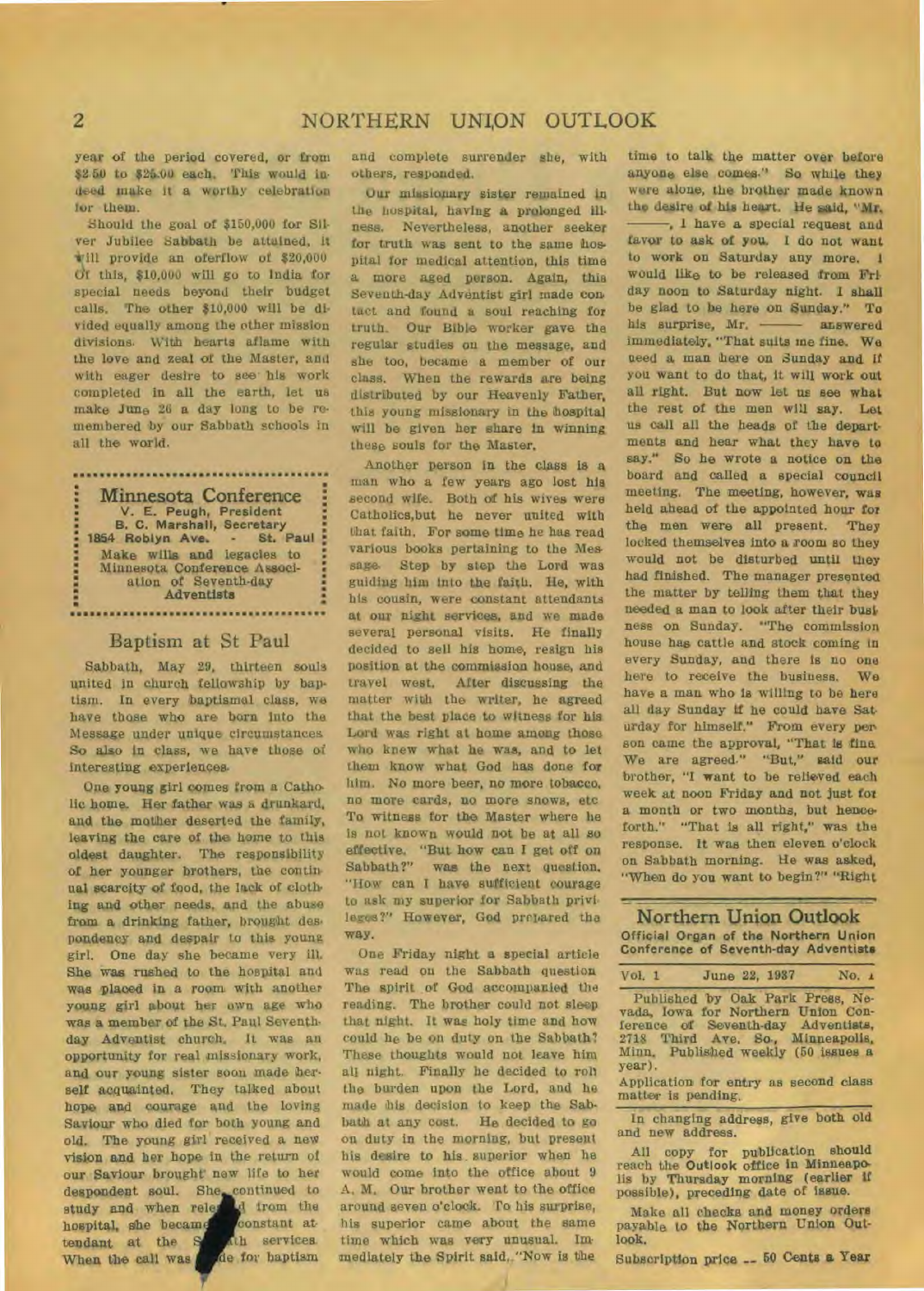year of the period covered, or from $2.50 to $25.00 each. This would indeed make it a worthy celebration for them.

Should the goal of $150,000 for Silver Jubilee Sabbath be attained, it will provide an overflow of $20,000. Of this, $10,000 will go to India for special needs beyond their budget calls. The other $10,000 will be divided equally among the other mission divisions. With hearts aflame with the love and zeal of the Master, and with eager desire to see his work completed in all the earth, let us make June 26 a day long to be remembered by our Sabbath schools in all the world.

---

**Minnesota Conference**
V. E. Peugh, President
B. C. Marshall, Secretary
1854 Roblyn Ave. - St. Paul
Make wills and legacies to Minnesota Conference Association of Seventh-day Adventists

---

## Baptism at St Paul

Sabbath, May 29, thirteen souls united in church fellowship by baptism. In every baptismal class, we have those who are born into the Message under unique circumstances. So also in class, we have those of interesting experiences.

One young girl comes from a Catholic home. Her father was a drunkard, and the mother deserted the family, leaving the care of the home to this oldest daughter. The responsibility of her younger brothers, the continual scarcity of food, the lack of clothing and other needs, and the abuse from a drinking father, brought despondency and despair to this young girl. One day she became very ill. She was rushed to the hospital and was placed in a room with another young girl about her own age who was a member of the St. Paul Seventh-day Adventist church. It was an opportunity for real missionary work, and our young sister soon made herself acquainted. They talked about hope and courage and the loving Saviour who died for both young and old. The young girl received a new vision and her hope in the return of our Saviour brought new life to her despondent soul. She continued to study and when released from the hospital, she became a constant attendant at the Sabbath services. When the call was made for baptism and complete surrender she, with others, responded.

Our missionary sister remained in the hospital, having a prolonged illness. Nevertheless, another seeker for truth was sent to the same hospital for medical attention, this time a more aged person. Again, this Seventh-day Adventist girl made contact and found a soul reaching for truth. Our Bible worker gave the regular studies on the message, and she too, became a member of our class. When the rewards are being distributed by our Heavenly Father, this young missionary in the hospital will be given her share in winning these souls for the Master.

Another person in the class is a man who a few years ago lost his second wife. Both of his wives were Catholics, but he never united with that faith. For some time he has read various books pertaining to the Message. Step by step the Lord was guiding him into the faith. He, with his cousin, were constant attendants at our night services, and we made several personal visits. He finally decided to sell his home, resign his position at the commission house, and travel west. After discussing the matter with the writer, he agreed that the best place to witness for his Lord was right at home among those who knew what he was, and to let them know what God has done for him. No more beer, no more tobacco, no more cards, no more shows, etc. To witness for the Master where he is not known would not be at all so effective. "But how can I get off on Sabbath?" was the next question. "How can I have sufficient courage to ask my superior for Sabbath privileges?" However, God prepared the way.

One Friday night a special article was read on the Sabbath question. The spirit of God accompanied the reading. The brother could not sleep that night. It was holy time and how could he be on duty on the Sabbath? These thoughts would not leave him all night. Finally he decided to roll the burden upon the Lord, and he made his decision to keep the Sabbath at any cost. He decided to go on duty in the morning, but present his desire to his superior when he would come into the office about 9 A. M. Our brother went to the office around seven o'clock. To his surprise, his superior came about the same time which was very unusual. Immediately the Spirit said, "Now is the time to talk the matter over before anyone else comes." So while they were alone, the brother made known the desire of his heart. He said, "Mr. ———, I have a special request and favor to ask of you. I do not want to work on Saturday any more. I would like to be released from Friday noon to Saturday night. I shall be glad to be here on Sunday." To his surprise, Mr. ——— answered immediately, "That suits me fine. We need a man here on Sunday and if you want to do that, it will work out all right. But now let us see what the rest of the men will say. Let us call all the heads of the departments and hear what they have to say." So he wrote a notice on the board and called a special council meeting. The meeting, however, was held ahead of the appointed hour for the men were all present. They locked themselves into a room so they would not be disturbed until they had finished. The manager presented the matter by telling them that they needed a man to look after their business on Sunday. "The commission house has cattle and stock coming in every Sunday, and there is no one here to receive the business. We have a man who is willing to be here all day Sunday if he could have Saturday for himself." From every person came the approval, "That is fine. We are agreed." "But," said our brother, "I want to be relieved each week at noon Friday and not just for a month or two months, but henceforth." "That is all right," was the response. It was then eleven o'clock on Sabbath morning. He was asked, "When do you want to begin?" "Right

---

**Northern Union Outlook**
Official Organ of the Northern Union Conference of Seventh-day Adventists

Vol. 1 — June 22, 1937 — No. 1

Published by Oak Park Press, Nevada, Iowa for Northern Union Conference of Seventh-day Adventists, 2718 Third Ave. So., Minneapolis, Minn. Published weekly (50 issues a year).

Application for entry as second class matter is pending.

In changing address, give both old and new address.

All copy for publication should reach the Outlook office in Minneapolis by Thursday morning (earlier if possible), preceding date of issue.

Make all checks and money orders payable to the Northern Union Outlook.

Subscription price -- 50 Cents a Year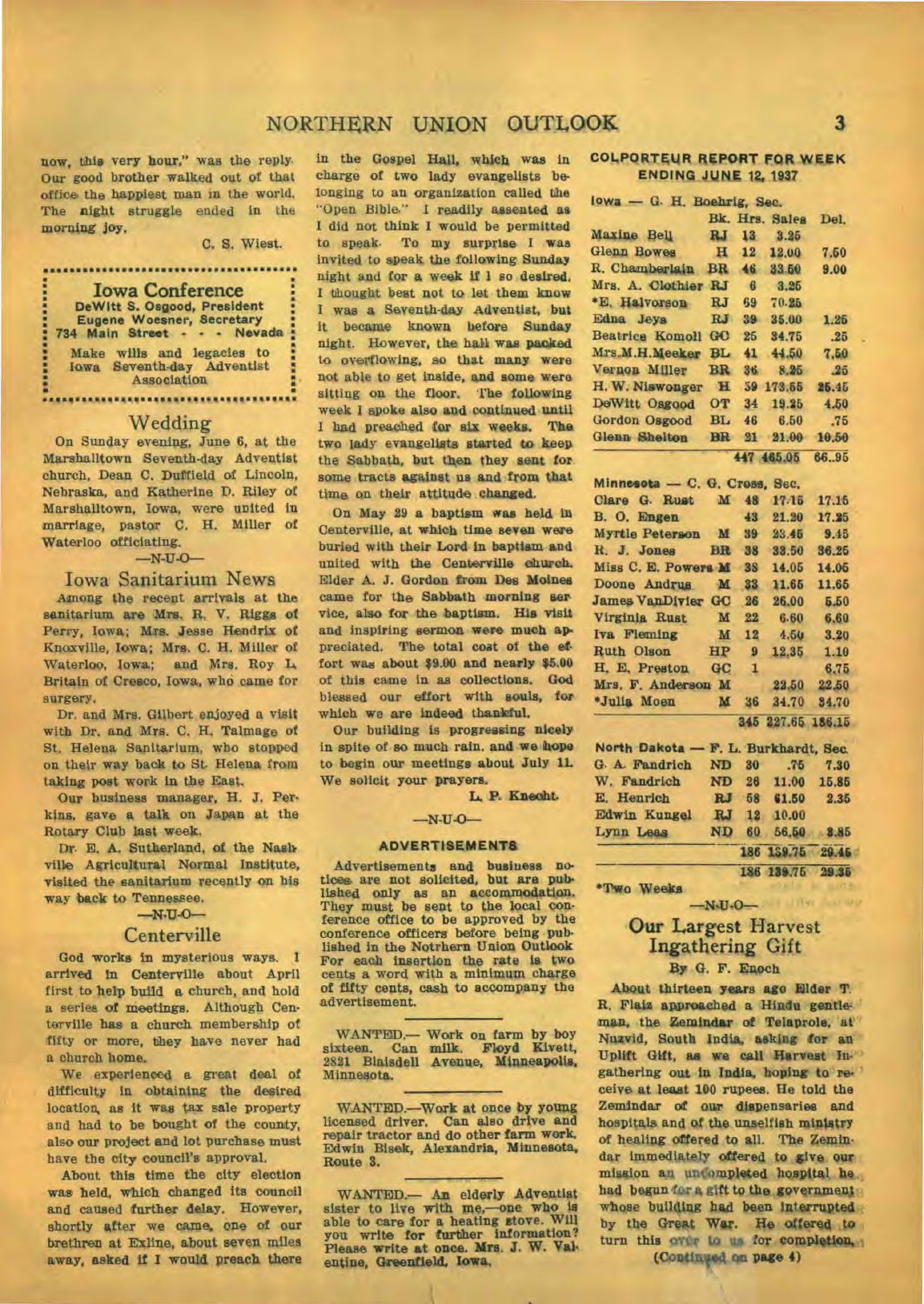now, this very hour," was the reply. Our good brother walked out of that office the happiest man in the world. The night struggle ended in the morning joy.

C. S. Wiest.

---

**Iowa Conference**
DeWitt S. Osgood, President
Eugene Woesner, Secretary
734 Main Street - - - Nevada
Make wills and legacies to Iowa Seventh-day Adventist Association

---

## Wedding

On Sunday evening, June 6, at the Marshalltown Seventh-day Adventist church, Dean C. Duffield of Lincoln, Nebraska, and Katherine D. Riley of Marshalltown, Iowa, were united in marriage, pastor C. H. Miller of Waterloo officiating.

—N-U-O—

## Iowa Sanitarium News

Among the recent arrivals at the sanitarium are Mrs. R. V. Riggs of Perry, Iowa; Mrs. Jesse Hendrix of Knoxville, Iowa; Mrs. C. H. Miller of Waterloo, Iowa; and Mrs. Roy L. Britain of Cresco, Iowa, who came for surgery.

Dr. and Mrs. Gilbert enjoyed a visit with Dr. and Mrs. C. H. Talmage of St. Helena Sanitarium, who stopped on their way back to St. Helena from taking post work in the East.

Our business manager, H. J. Perkins, gave a talk on Japan at the Rotary Club last week.

Dr. E. A. Sutherland, of the Nashville Agricultural Normal Institute, visited the sanitarium recently on his way back to Tennessee.

—N-U-O—

## Centerville

God works in mysterious ways. I arrived in Centerville about April first to help build a church, and hold a series of meetings. Although Centerville has a church membership of fifty or more, they have never had a church home.

We experienced a great deal of difficulty in obtaining the desired location, as it was tax sale property and had to be bought of the county, also our project and lot purchase must have the city council's approval.

About this time the city election was held, which changed its council and caused further delay. However, shortly after we came, one of our brethren at Exline, about seven miles away, asked if I would preach there in the Gospel Hall, which was in charge of two lady evangelists belonging to an organization called the "Open Bible." I readily assented as I did not think I would be permitted to speak. To my surprise I was invited to speak the following Sunday night and for a week if I so desired. I thought best not to let them know I was a Seventh-day Adventist, but it became known before Sunday night. However, the hall was packed to overflowing, so that many were not able to get inside, and some were sitting on the floor. The following week I spoke also and continued until I had preached for six weeks. The two lady evangelists started to keep the Sabbath, but then they sent for some tracts against us and from that time on their attitude changed.

On May 29 a baptism was held in Centerville, at which time seven were buried with their Lord in baptism and united with the Centerville church. Elder A. J. Gordon from Des Moines came for the Sabbath morning service, also for the baptism. His visit and inspiring sermon were much appreciated. The total cost of the effort was about $9.00 and nearly $5.00 of this came in as collections. God blessed our effort with souls, for which we are indeed thankful.

Our building is progressing nicely in spite of so much rain, and we hope to begin our meetings about July 11. We solicit your prayers.

L. P. Knecht.

—N-U-O—

## ADVERTISEMENTS

Advertisements and business notices are not solicited, but are published only as an accommodation. They must be sent to the local conference office to be approved by the conference officers before being published in the Notrhern Union Outlook For each insertion the rate is two cents a word with a minimum charge of fifty cents, cash to accompany the advertisement.

---

WANTED.— Work on farm by boy sixteen. Can milk. Floyd Kivett, 2821 Blaisdell Avenue, Minneapolis, Minnesota.

---

WANTED.—Work at once by young licensed driver. Can also drive and repair tractor and do other farm work. Edwin Bisek, Alexandria, Minnesota, Route 3.

---

WANTED.— An elderly Adventist sister to live with me,—one who is able to care for a heating stove. Will you write for further information? Please write at once. Mrs. J. W. Valentine, Greenfield, Iowa.

## COLPORTEUR REPORT FOR WEEK ENDING JUNE 12, 1937

**Iowa — G. H. Boehrig, Sec.**

| | Bk. | Hrs. | Sales | Del. |
|---|---|---|---|---|
| Maxine Bell | RJ | 13 | 3.25 | |
| Glenn Bowes | H | 12 | 12.00 | 7.50 |
| R. Chamberlain | BR | 46 | 33.50 | 9.00 |
| Mrs. A. Clothier | RJ | 6 | 3.25 | |
| *E. Halvorson | RJ | 69 | 70.25 | |
| Edna Jeys | RJ | 39 | 35.00 | 1.25 |
| Beatrice Komoll | GC | 25 | 34.75 | .25 |
| Mrs. M. H. Meeker | BL | 41 | 44.50 | 7.50 |
| Vernon Miller | BR | 36 | 8.25 | .25 |
| H. W. Niswonger | H | 59 | 173.65 | 25.45 |
| DeWitt Osgood | OT | 34 | 19.25 | 4.50 |
| Gordon Osgood | BL | 46 | 6.50 | .75 |
| Glenn Shelton | BR | 21 | 21.00 | 10.50 |
| | | 447 | 465.05 | 66..95 |

**Minnesota — C. G. Cross, Sec.**

| | Bk. | Hrs. | Sales | Del. |
|---|---|---|---|---|
| Clare G. Rust | M | 48 | 17.15 | 17.15 |
| B. O. Engen | | 43 | 21.20 | 17.25 |
| Myrtle Peterson | M | 39 | 23.45 | 9.45 |
| R. J. Jones | BR | 38 | 33.50 | 36.25 |
| Miss C. E. Powers | M | 38 | 14.05 | 14.05 |
| Doone Andrus | M | 33 | 11.65 | 11.65 |
| James VanDivier | GC | 26 | 26.00 | 5.50 |
| Virginia Rust | M | 22 | 6.60 | 6.60 |
| Iva Fleming | M | 12 | 4.50 | 3.20 |
| Ruth Olson | HP | 9 | 12.35 | 1.10 |
| H. E. Preston | GC | 1 | | 6.75 |
| Mrs. F. Anderson | M | | 22.50 | 22.50 |
| *Julia Moen | M | 36 | 34.70 | 34.70 |
| | | 345 | 227.65 | 186.15 |

**North Dakota — F. L. Burkhardt, Sec.**

| | Bk. | Hrs. | Sales | Del. |
|---|---|---|---|---|
| G. A. Fandrich | ND | 30 | .75 | 7.30 |
| W. Fandrich | ND | 26 | 11.00 | 15.85 |
| E. Henrich | RJ | 58 | 61.50 | 2.35 |
| Edwin Kungel | RJ | 12 | 10.00 | |
| Lynn Leas | ND | 60 | 56.50 | 3.85 |
| | | 186 | 139.75 | 29.45 |
| | | 186 | 139.75 | 29.35 |

*Two Weeks

—N-U-O—

## Our Largest Harvest Ingathering Gift

By G. F. Enoch

About thirteen years ago Elder T. R. Flaiz approached a Hindu gentleman, the Zemindar of Telaprole, at Nuzvid, South India, asking for an Uplift Gift, as we call Harvest Ingathering out in India, hoping to receive at least 100 rupees. He told the Zemindar of our dispensaries and hospitals and of the unselfish ministry of healing offered to all. The Zemindar immediately offered to give our mission an uncompleted hospital he had begun for a gift to the government whose building had been interrupted by the Great War. He offered to turn this over to us for completion,

(Continued on page 4)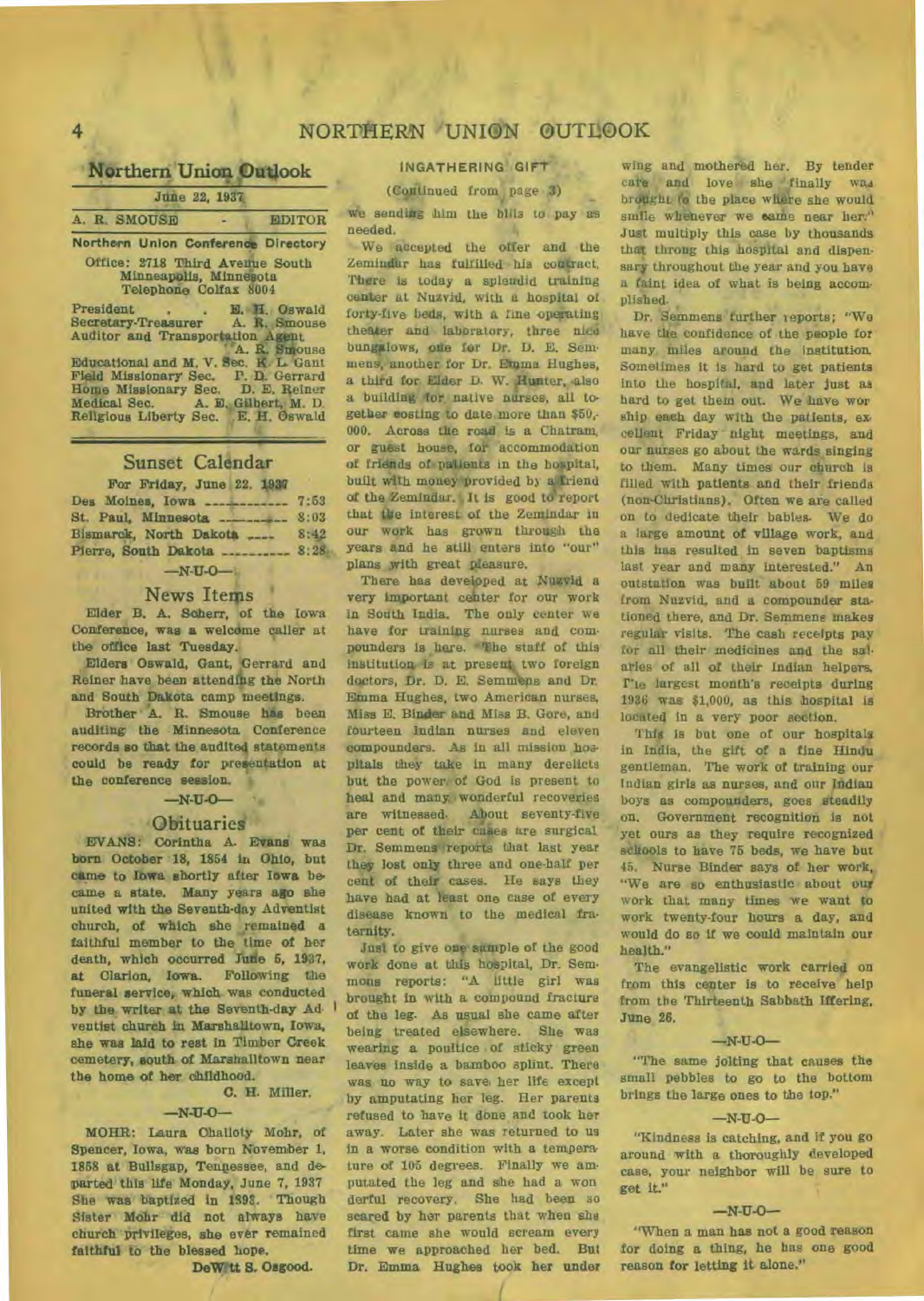## Northern Union Outlook

June 22, 1937

A. R. SMOUSE - EDITOR

**Northern Union Conference Directory**

Office: 2718 Third Avenue South
Minneapolis, Minnesota
Telephone Colfax 8004

President . . E. H. Oswald
Secretary-Treasurer A. R. Smouse
Auditor and Transportation Agent
A. R. Smouse
Educational and M. V. Sec. K. L. Gant
Field Missionary Sec. P. D. Gerrard
Home Missionary Sec. D. E. Reiner
Medical Sec. A. E. Gilbert, M. D.
Religious Liberty Sec. E. H. Oswald

### Sunset Calendar

For Friday, June 22, 1937

Des Moines, Iowa ............ 7:53
St. Paul, Minnesota ............ 8:03
Bismarck, North Dakota ..... 8:42
Pierre, South Dakota ............ 8:28

—N-U-O—

### News Items

Elder B. A. Scherr, of the Iowa Conference, was a welcome caller at the office last Tuesday.

Elders Oswald, Gant, Gerrard and Reiner have been attending the North and South Dakota camp meetings.

Brother A. R. Smouse has been auditing the Minnesota Conference records so that the audited statements could be ready for presentation at the conference session.

—N-U-O—

### Obituaries

EVANS: Corintha A. Evans was born October 18, 1854 in Ohio, but came to Iowa shortly after Iowa became a state. Many years ago she united with the Seventh-day Adventist church, of which she remained a faithful member to the time of her death, which occurred June 5, 1937, at Clarion, Iowa. Following the funeral service, which was conducted by the writer at the Seventh-day Adventist church in Marshalltown, Iowa, she was laid to rest in Timber Creek cemetery, south of Marshalltown near the home of her childhood.

C. H. Miller.

—N-U-O—

MOHR: Laura Challoty Mohr, of Spencer, Iowa, was born November 1, 1858 at Bullsgap, Tennessee, and departed this life Monday, June 7, 1937. She was baptized in 1898. Though Sister Mohr did not always have church privileges, she ever remained faithful to the blessed hope.

DeWitt S. Osgood.

### INGATHERING GIFT

(Continued from page 3)

we sending him the bills to pay as needed.

We accepted the offer and the Zemindar has fulfilled his contract. There is today a splendid training center at Nuzvid, with a hospital of forty-five beds, with a fine operating theater and laboratory, three nice bungalows, one for Dr. D. E. Semmens, another for Dr. Emma Hughes, a third for Elder D. W. Hunter, also a building for native nurses, all together costing to date more than $50,000. Across the road is a Chatram, or guest house, for accommodation of friends of patients in the hospital, built with money provided by a friend of the Zemindar. It is good to report that the interest of the Zemindar in our work has grown through the years and he still enters into "our" plans with great pleasure.

There has developed at Nuzvid a very important center for our work in South India. The only center we have for training nurses and compounders is here. The staff of this institution is at present two foreign doctors, Dr. D. E. Semmens and Dr. Emma Hughes, two American nurses, Miss E. Binder and Miss B. Gore, and fourteen Indian nurses and eleven compounders. As in all mission hospitals they take in many derelicts but the power of God is present to heal and many wonderful recoveries are witnessed. About seventy-five per cent of their cases are surgical. Dr. Semmens reports that last year they lost only three and one-half per cent of their cases. He says they have had at least one case of every disease known to the medical fraternity.

Just to give one sample of the good work done at this hospital, Dr. Semmens reports: "A little girl was brought in with a compound fracture of the leg. As usual she came after being treated elsewhere. She was wearing a poultice of sticky green leaves inside a bamboo splint. There was no way to save her life except by amputating her leg. Her parents refused to have it done and took her away. Later she was returned to us in a worse condition with a temperature of 105 degrees. Finally we amputated the leg and she had a wonderful recovery. She had been so scared by her parents that when she first came she would scream every time we approached her bed. But Dr. Emma Hughes took her under wing and mothered her. By tender care and love she finally was brought to the place where she would smile whenever we came near her." Just multiply this case by thousands that throng this hospital and dispensary throughout the year and you have a faint idea of what is being accomplished.

Dr. Semmens further reports; "We have the confidence of the people for many miles around the institution. Sometimes it is hard to get patients into the hospital, and later just as hard to get them out. We have worship each day with the patients, excellent Friday night meetings, and our nurses go about the wards singing to them. Many times our church is filled with patients and their friends (non-Christians). Often we are called on to dedicate their babies. We do a large amount of village work, and this has resulted in seven baptisms last year and many interested." An outstation was built about 59 miles from Nuzvid, and a compounder stationed there, and Dr. Semmens makes regular visits. The cash receipts pay for all their medicines and the salaries of all of their Indian helpers. The largest month's receipts during 1936 was $1,000, as this hospital is located in a very poor section.

This is but one of our hospitals in India, the gift of a fine Hindu gentleman. The work of training our Indian girls as nurses, and our Indian boys as compounders, goes steadily on. Government recognition is not yet ours as they require recognized schools to have 75 beds, we have but 45. Nurse Binder says of her work, "We are so enthusiastic about our work that many times we want to work twenty-four hours a day, and would do so if we could maintain our health."

The evangelistic work carried on from this center is to receive help from the Thirteenth Sabbath Offering, June 26.

—N-U-O—

"The same jolting that causes the small pebbles to go to the bottom brings the large ones to the top."

—N-U-O—

"Kindness is catching, and if you go around with a thoroughly developed case, your neighbor will be sure to get it."

—N-U-O—

"When a man has not a good reason for doing a thing, he has one good reason for letting it alone."